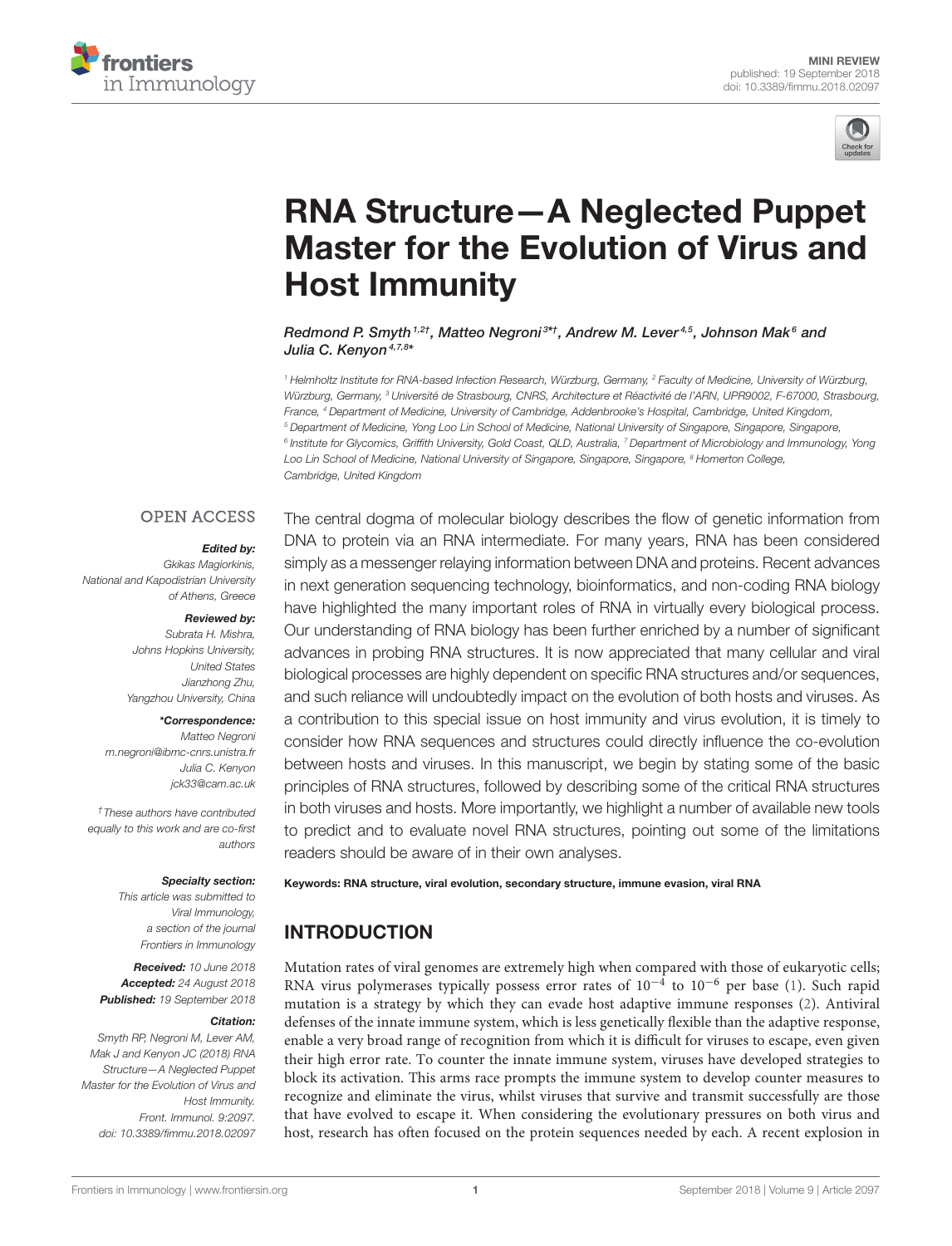MINI REVIEW
published: 19 September 2018
doi: 10.3389/fimmu.2018.02097

# RNA Structure—A Neglected Puppet Master for the Evolution of Virus and Host Immunity

*Redmond P. Smyth[1,2†], Matteo Negroni[3*†], Andrew M. Lever[4,5], Johnson Mak[6] and Julia C. Kenyon[4,7,8*]*

[1] Helmholtz Institute for RNA-based Infection Research, Würzburg, Germany, [2] Faculty of Medicine, University of Würzburg, Würzburg, Germany, [3] Université de Strasbourg, CNRS, Architecture et Réactivité de l'ARN, UPR9002, F-67000, Strasbourg, France, [4] Department of Medicine, University of Cambridge, Addenbrooke's Hospital, Cambridge, United Kingdom, [5] Department of Medicine, Yong Loo Lin School of Medicine, National University of Singapore, Singapore, Singapore, [6] Institute for Glycomics, Griffith University, Gold Coast, QLD, Australia, [7] Department of Microbiology and Immunology, Yong Loo Lin School of Medicine, National University of Singapore, Singapore, Singapore, [8] Homerton College, Cambridge, United Kingdom

OPEN ACCESS

**Edited by:**
Gkikas Magiorkinis,
National and Kapodistrian University of Athens, Greece

**Reviewed by:**
Subrata H. Mishra,
Johns Hopkins University, United States
Jianzhong Zhu,
Yangzhou University, China

***Correspondence:**
Matteo Negroni
m.negroni@ibmc-cnrs.unistra.fr
Julia C. Kenyon
jck33@cam.ac.uk

†These authors have contributed equally to this work and are co-first authors

**Specialty section:**
This article was submitted to Viral Immunology, a section of the journal Frontiers in Immunology

**Received:** 10 June 2018
**Accepted:** 24 August 2018
**Published:** 19 September 2018

**Citation:**
Smyth RP, Negroni M, Lever AM, Mak J and Kenyon JC (2018) RNA Structure—A Neglected Puppet Master for the Evolution of Virus and Host Immunity. Front. Immunol. 9:2097. doi: 10.3389/fimmu.2018.02097

The central dogma of molecular biology describes the flow of genetic information from DNA to protein via an RNA intermediate. For many years, RNA has been considered simply as a messenger relaying information between DNA and proteins. Recent advances in next generation sequencing technology, bioinformatics, and non-coding RNA biology have highlighted the many important roles of RNA in virtually every biological process. Our understanding of RNA biology has been further enriched by a number of significant advances in probing RNA structures. It is now appreciated that many cellular and viral biological processes are highly dependent on specific RNA structures and/or sequences, and such reliance will undoubtedly impact on the evolution of both hosts and viruses. As a contribution to this special issue on host immunity and virus evolution, it is timely to consider how RNA sequences and structures could directly influence the co-evolution between hosts and viruses. In this manuscript, we begin by stating some of the basic principles of RNA structures, followed by describing some of the critical RNA structures in both viruses and hosts. More importantly, we highlight a number of available new tools to predict and to evaluate novel RNA structures, pointing out some of the limitations readers should be aware of in their own analyses.

**Keywords: RNA structure, viral evolution, secondary structure, immune evasion, viral RNA**

## INTRODUCTION

Mutation rates of viral genomes are extremely high when compared with those of eukaryotic cells; RNA virus polymerases typically possess error rates of $10^{-4}$ to $10^{-6}$ per base (1). Such rapid mutation is a strategy by which they can evade host adaptive immune responses (2). Antiviral defenses of the innate immune system, which is less genetically flexible than the adaptive response, enable a very broad range of recognition from which it is difficult for viruses to escape, even given their high error rate. To counter the innate immune system, viruses have developed strategies to block its activation. This arms race prompts the immune system to develop counter measures to recognize and eliminate the virus, whilst viruses that survive and transmit successfully are those that have evolved to escape it. When considering the evolutionary pressures on both virus and host, research has often focused on the protein sequences needed by each. A recent explosion in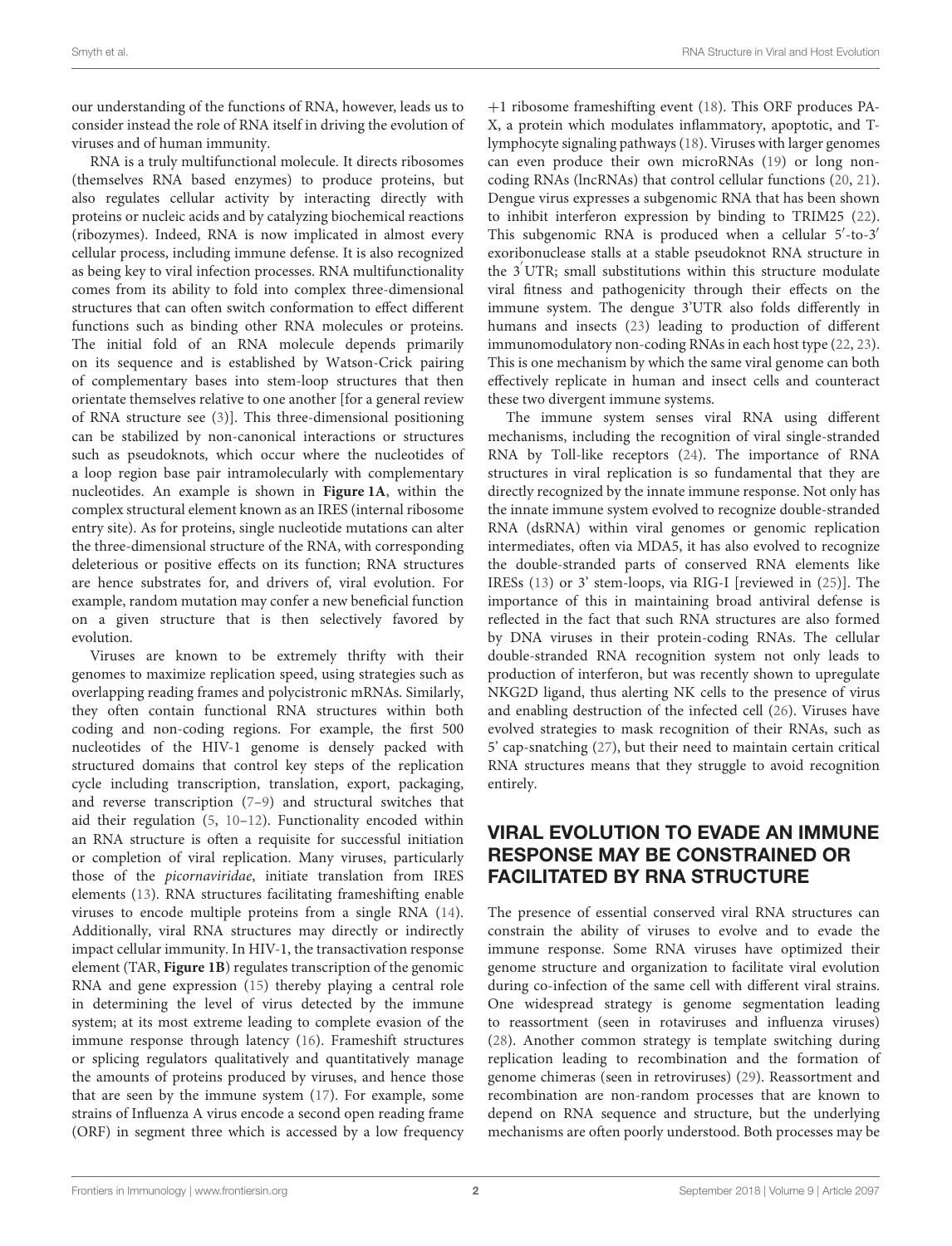our understanding of the functions of RNA, however, leads us to consider instead the role of RNA itself in driving the evolution of viruses and of human immunity.

RNA is a truly multifunctional molecule. It directs ribosomes (themselves RNA based enzymes) to produce proteins, but also regulates cellular activity by interacting directly with proteins or nucleic acids and by catalyzing biochemical reactions (ribozymes). Indeed, RNA is now implicated in almost every cellular process, including immune defense. It is also recognized as being key to viral infection processes. RNA multifunctionality comes from its ability to fold into complex three-dimensional structures that can often switch conformation to effect different functions such as binding other RNA molecules or proteins. The initial fold of an RNA molecule depends primarily on its sequence and is established by Watson-Crick pairing of complementary bases into stem-loop structures that then orientate themselves relative to one another [for a general review of RNA structure see (3)]. This three-dimensional positioning can be stabilized by non-canonical interactions or structures such as pseudoknots, which occur where the nucleotides of a loop region base pair intramolecularly with complementary nucleotides. An example is shown in **Figure 1A**, within the complex structural element known as an IRES (internal ribosome entry site). As for proteins, single nucleotide mutations can alter the three-dimensional structure of the RNA, with corresponding deleterious or positive effects on its function; RNA structures are hence substrates for, and drivers of, viral evolution. For example, random mutation may confer a new beneficial function on a given structure that is then selectively favored by evolution.

Viruses are known to be extremely thrifty with their genomes to maximize replication speed, using strategies such as overlapping reading frames and polycistronic mRNAs. Similarly, they often contain functional RNA structures within both coding and non-coding regions. For example, the first 500 nucleotides of the HIV-1 genome is densely packed with structured domains that control key steps of the replication cycle including transcription, translation, export, packaging, and reverse transcription (7–9) and structural switches that aid their regulation (5, 10–12). Functionality encoded within an RNA structure is often a requisite for successful initiation or completion of viral replication. Many viruses, particularly those of the *picornaviridae*, initiate translation from IRES elements (13). RNA structures facilitating frameshifting enable viruses to encode multiple proteins from a single RNA (14). Additionally, viral RNA structures may directly or indirectly impact cellular immunity. In HIV-1, the transactivation response element (TAR, **Figure 1B**) regulates transcription of the genomic RNA and gene expression (15) thereby playing a central role in determining the level of virus detected by the immune system; at its most extreme leading to complete evasion of the immune response through latency (16). Frameshift structures or splicing regulators qualitatively and quantitatively manage the amounts of proteins produced by viruses, and hence those that are seen by the immune system (17). For example, some strains of Influenza A virus encode a second open reading frame (ORF) in segment three which is accessed by a low frequency +1 ribosome frameshifting event (18). This ORF produces PA-X, a protein which modulates inflammatory, apoptotic, and T-lymphocyte signaling pathways (18). Viruses with larger genomes can even produce their own microRNAs (19) or long non-coding RNAs (lncRNAs) that control cellular functions (20, 21). Dengue virus expresses a subgenomic RNA that has been shown to inhibit interferon expression by binding to TRIM25 (22). This subgenomic RNA is produced when a cellular 5′-to-3′ exoribonuclease stalls at a stable pseudoknot RNA structure in the 3′UTR; small substitutions within this structure modulate viral fitness and pathogenicity through their effects on the immune system. The dengue 3'UTR also folds differently in humans and insects (23) leading to production of different immunomodulatory non-coding RNAs in each host type (22, 23). This is one mechanism by which the same viral genome can both effectively replicate in human and insect cells and counteract these two divergent immune systems.

The immune system senses viral RNA using different mechanisms, including the recognition of viral single-stranded RNA by Toll-like receptors (24). The importance of RNA structures in viral replication is so fundamental that they are directly recognized by the innate immune response. Not only has the innate immune system evolved to recognize double-stranded RNA (dsRNA) within viral genomes or genomic replication intermediates, often via MDA5, it has also evolved to recognize the double-stranded parts of conserved RNA elements like IRESs (13) or 3' stem-loops, via RIG-I [reviewed in (25)]. The importance of this in maintaining broad antiviral defense is reflected in the fact that such RNA structures are also formed by DNA viruses in their protein-coding RNAs. The cellular double-stranded RNA recognition system not only leads to production of interferon, but was recently shown to upregulate NKG2D ligand, thus alerting NK cells to the presence of virus and enabling destruction of the infected cell (26). Viruses have evolved strategies to mask recognition of their RNAs, such as 5' cap-snatching (27), but their need to maintain certain critical RNA structures means that they struggle to avoid recognition entirely.

## VIRAL EVOLUTION TO EVADE AN IMMUNE RESPONSE MAY BE CONSTRAINED OR FACILITATED BY RNA STRUCTURE

The presence of essential conserved viral RNA structures can constrain the ability of viruses to evolve and to evade the immune response. Some RNA viruses have optimized their genome structure and organization to facilitate viral evolution during co-infection of the same cell with different viral strains. One widespread strategy is genome segmentation leading to reassortment (seen in rotaviruses and influenza viruses) (28). Another common strategy is template switching during replication leading to recombination and the formation of genome chimeras (seen in retroviruses) (29). Reassortment and recombination are non-random processes that are known to depend on RNA sequence and structure, but the underlying mechanisms are often poorly understood. Both processes may be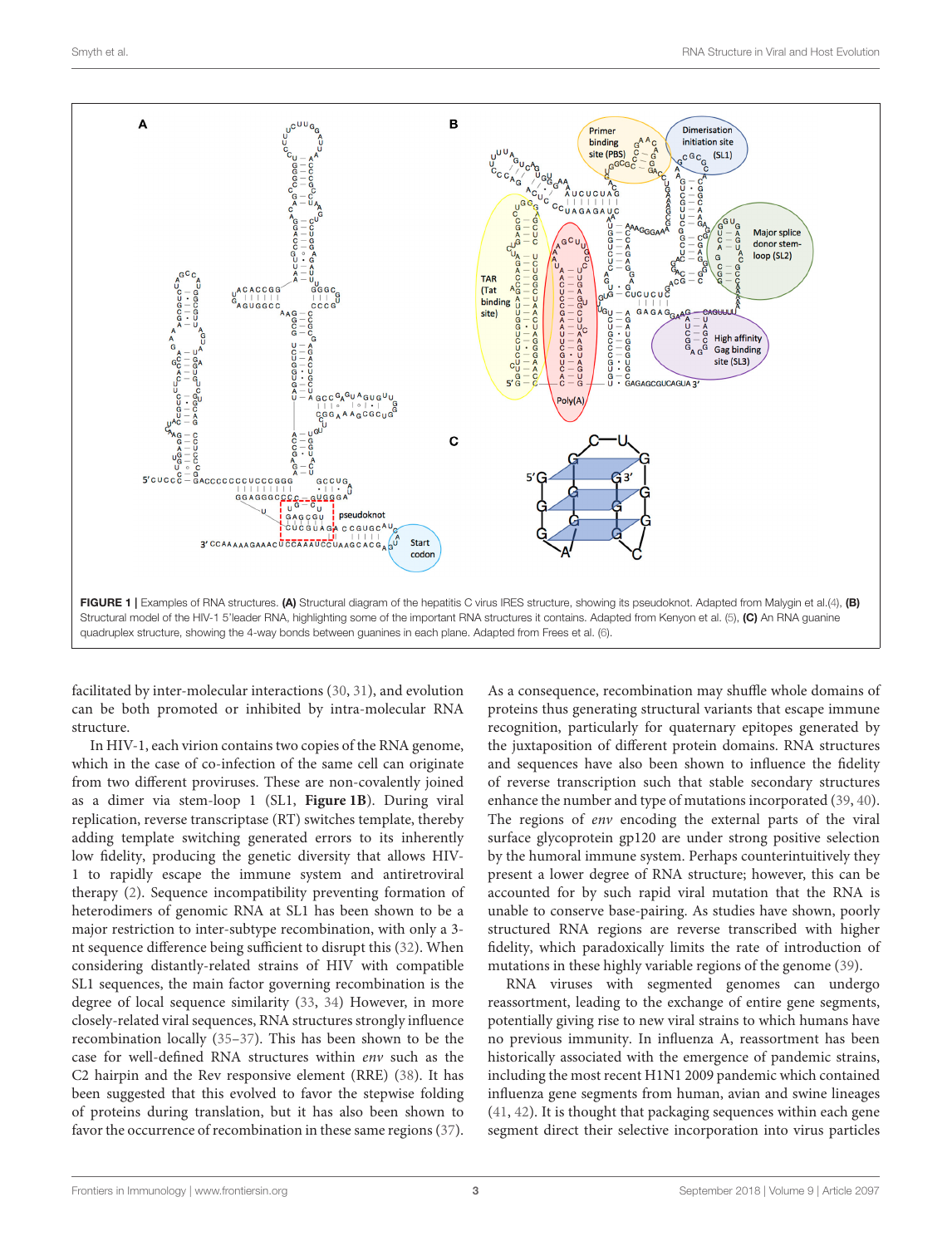**FIGURE 1** | Examples of RNA structures. **(A)** Structural diagram of the hepatitis C virus IRES structure, showing its pseudoknot. Adapted from Malygin et al.(4). **(B)** Structural model of the HIV-1 5′leader RNA, highlighting some of the important RNA structures it contains. Adapted from Kenyon et al. (5). **(C)** An RNA guanine quadruplex structure, showing the 4-way bonds between guanines in each plane. Adapted from Frees et al. (6).

facilitated by inter-molecular interactions (30, 31), and evolution can be both promoted or inhibited by intra-molecular RNA structure.

In HIV-1, each virion contains two copies of the RNA genome, which in the case of co-infection of the same cell can originate from two different proviruses. These are non-covalently joined as a dimer via stem-loop 1 (SL1, **Figure 1B**). During viral replication, reverse transcriptase (RT) switches template, thereby adding template switching generated errors to its inherently low fidelity, producing the genetic diversity that allows HIV-1 to rapidly escape the immune system and antiretroviral therapy (2). Sequence incompatibility preventing formation of heterodimers of genomic RNA at SL1 has been shown to be a major restriction to inter-subtype recombination, with only a 3-nt sequence difference being sufficient to disrupt this (32). When considering distantly-related strains of HIV with compatible SL1 sequences, the main factor governing recombination is the degree of local sequence similarity (33, 34) However, in more closely-related viral sequences, RNA structures strongly influence recombination locally (35–37). This has been shown to be the case for well-defined RNA structures within *env* such as the C2 hairpin and the Rev responsive element (RRE) (38). It has been suggested that this evolved to favor the stepwise folding of proteins during translation, but it has also been shown to favor the occurrence of recombination in these same regions (37). As a consequence, recombination may shuffle whole domains of proteins thus generating structural variants that escape immune recognition, particularly for quaternary epitopes generated by the juxtaposition of different protein domains. RNA structures and sequences have also been shown to influence the fidelity of reverse transcription such that stable secondary structures enhance the number and type of mutations incorporated (39, 40). The regions of *env* encoding the external parts of the viral surface glycoprotein gp120 are under strong positive selection by the humoral immune system. Perhaps counterintuitively they present a lower degree of RNA structure; however, this can be accounted for by such rapid viral mutation that the RNA is unable to conserve base-pairing. As studies have shown, poorly structured RNA regions are reverse transcribed with higher fidelity, which paradoxically limits the rate of introduction of mutations in these highly variable regions of the genome (39).

RNA viruses with segmented genomes can undergo reassortment, leading to the exchange of entire gene segments, potentially giving rise to new viral strains to which humans have no previous immunity. In influenza A, reassortment has been historically associated with the emergence of pandemic strains, including the most recent H1N1 2009 pandemic which contained influenza gene segments from human, avian and swine lineages (41, 42). It is thought that packaging sequences within each gene segment direct their selective incorporation into virus particles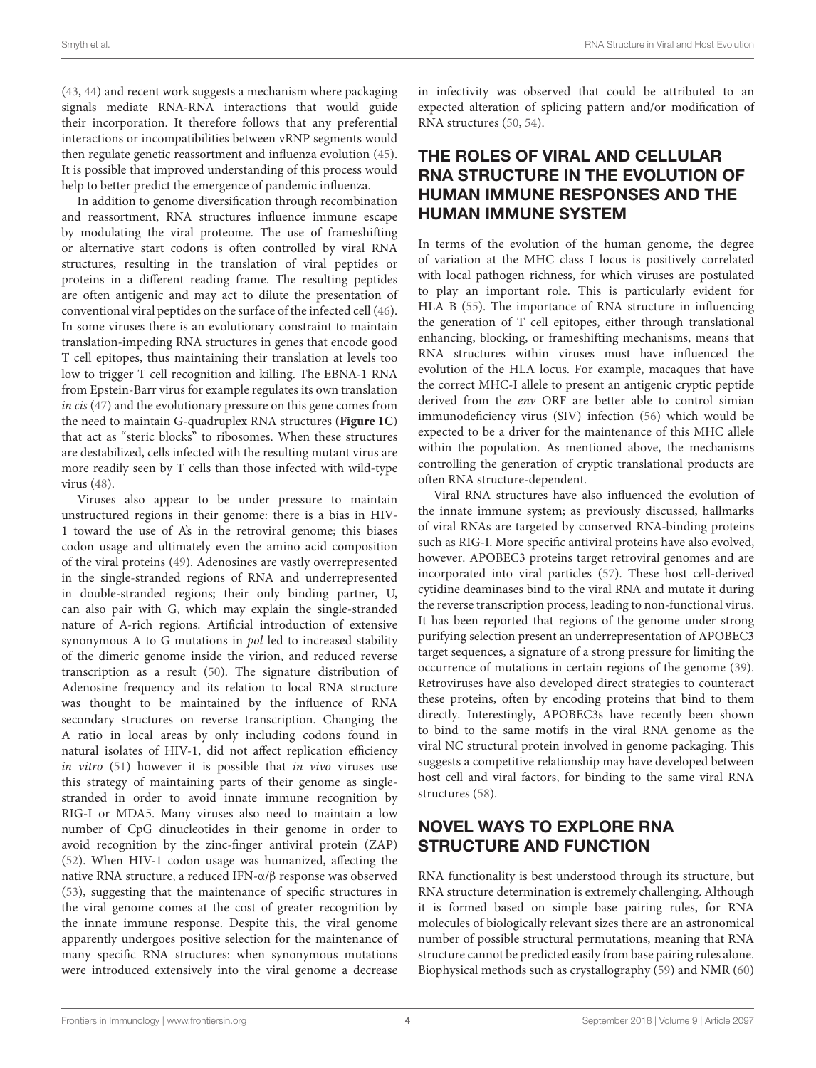(43, 44) and recent work suggests a mechanism where packaging signals mediate RNA-RNA interactions that would guide their incorporation. It therefore follows that any preferential interactions or incompatibilities between vRNP segments would then regulate genetic reassortment and influenza evolution (45). It is possible that improved understanding of this process would help to better predict the emergence of pandemic influenza.

In addition to genome diversification through recombination and reassortment, RNA structures influence immune escape by modulating the viral proteome. The use of frameshifting or alternative start codons is often controlled by viral RNA structures, resulting in the translation of viral peptides or proteins in a different reading frame. The resulting peptides are often antigenic and may act to dilute the presentation of conventional viral peptides on the surface of the infected cell (46). In some viruses there is an evolutionary constraint to maintain translation-impeding RNA structures in genes that encode good T cell epitopes, thus maintaining their translation at levels too low to trigger T cell recognition and killing. The EBNA-1 RNA from Epstein-Barr virus for example regulates its own translation *in cis* (47) and the evolutionary pressure on this gene comes from the need to maintain G-quadruplex RNA structures (**Figure 1C**) that act as "steric blocks" to ribosomes. When these structures are destabilized, cells infected with the resulting mutant virus are more readily seen by T cells than those infected with wild-type virus (48).

Viruses also appear to be under pressure to maintain unstructured regions in their genome: there is a bias in HIV-1 toward the use of A's in the retroviral genome; this biases codon usage and ultimately even the amino acid composition of the viral proteins (49). Adenosines are vastly overrepresented in the single-stranded regions of RNA and underrepresented in double-stranded regions; their only binding partner, U, can also pair with G, which may explain the single-stranded nature of A-rich regions. Artificial introduction of extensive synonymous A to G mutations in *pol* led to increased stability of the dimeric genome inside the virion, and reduced reverse transcription as a result (50). The signature distribution of Adenosine frequency and its relation to local RNA structure was thought to be maintained by the influence of RNA secondary structures on reverse transcription. Changing the A ratio in local areas by only including codons found in natural isolates of HIV-1, did not affect replication efficiency *in vitro* (51) however it is possible that *in vivo* viruses use this strategy of maintaining parts of their genome as single-stranded in order to avoid innate immune recognition by RIG-I or MDA5. Many viruses also need to maintain a low number of CpG dinucleotides in their genome in order to avoid recognition by the zinc-finger antiviral protein (ZAP) (52). When HIV-1 codon usage was humanized, affecting the native RNA structure, a reduced IFN-α/β response was observed (53), suggesting that the maintenance of specific structures in the viral genome comes at the cost of greater recognition by the innate immune response. Despite this, the viral genome apparently undergoes positive selection for the maintenance of many specific RNA structures: when synonymous mutations were introduced extensively into the viral genome a decrease in infectivity was observed that could be attributed to an expected alteration of splicing pattern and/or modification of RNA structures (50, 54).

## THE ROLES OF VIRAL AND CELLULAR RNA STRUCTURE IN THE EVOLUTION OF HUMAN IMMUNE RESPONSES AND THE HUMAN IMMUNE SYSTEM

In terms of the evolution of the human genome, the degree of variation at the MHC class I locus is positively correlated with local pathogen richness, for which viruses are postulated to play an important role. This is particularly evident for HLA B (55). The importance of RNA structure in influencing the generation of T cell epitopes, either through translational enhancing, blocking, or frameshifting mechanisms, means that RNA structures within viruses must have influenced the evolution of the HLA locus. For example, macaques that have the correct MHC-I allele to present an antigenic cryptic peptide derived from the *env* ORF are better able to control simian immunodeficiency virus (SIV) infection (56) which would be expected to be a driver for the maintenance of this MHC allele within the population. As mentioned above, the mechanisms controlling the generation of cryptic translational products are often RNA structure-dependent.

Viral RNA structures have also influenced the evolution of the innate immune system; as previously discussed, hallmarks of viral RNAs are targeted by conserved RNA-binding proteins such as RIG-I. More specific antiviral proteins have also evolved, however. APOBEC3 proteins target retroviral genomes and are incorporated into viral particles (57). These host cell-derived cytidine deaminases bind to the viral RNA and mutate it during the reverse transcription process, leading to non-functional virus. It has been reported that regions of the genome under strong purifying selection present an underrepresentation of APOBEC3 target sequences, a signature of a strong pressure for limiting the occurrence of mutations in certain regions of the genome (39). Retroviruses have also developed direct strategies to counteract these proteins, often by encoding proteins that bind to them directly. Interestingly, APOBEC3s have recently been shown to bind to the same motifs in the viral RNA genome as the viral NC structural protein involved in genome packaging. This suggests a competitive relationship may have developed between host cell and viral factors, for binding to the same viral RNA structures (58).

## NOVEL WAYS TO EXPLORE RNA STRUCTURE AND FUNCTION

RNA functionality is best understood through its structure, but RNA structure determination is extremely challenging. Although it is formed based on simple base pairing rules, for RNA molecules of biologically relevant sizes there are an astronomical number of possible structural permutations, meaning that RNA structure cannot be predicted easily from base pairing rules alone. Biophysical methods such as crystallography (59) and NMR (60)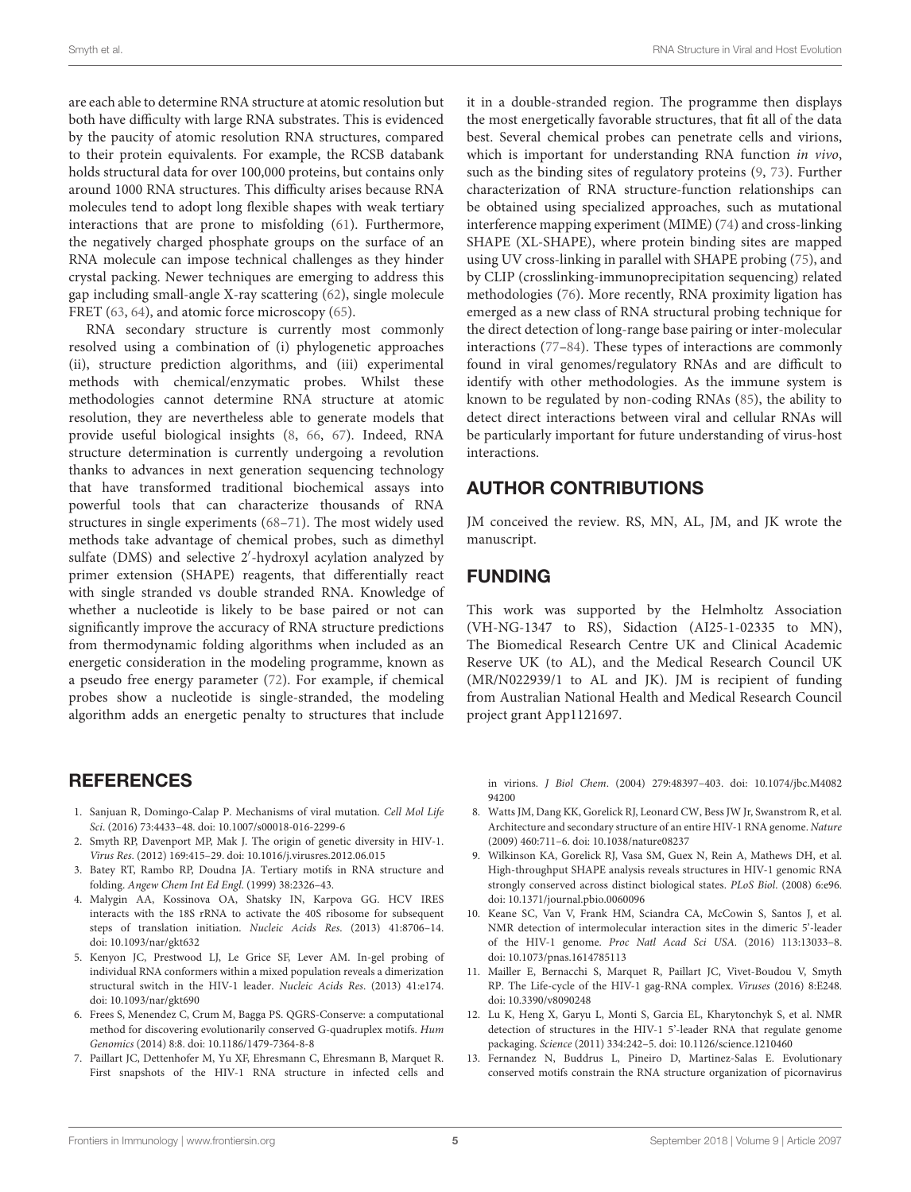are each able to determine RNA structure at atomic resolution but both have difficulty with large RNA substrates. This is evidenced by the paucity of atomic resolution RNA structures, compared to their protein equivalents. For example, the RCSB databank holds structural data for over 100,000 proteins, but contains only around 1000 RNA structures. This difficulty arises because RNA molecules tend to adopt long flexible shapes with weak tertiary interactions that are prone to misfolding (61). Furthermore, the negatively charged phosphate groups on the surface of an RNA molecule can impose technical challenges as they hinder crystal packing. Newer techniques are emerging to address this gap including small-angle X-ray scattering (62), single molecule FRET (63, 64), and atomic force microscopy (65).

RNA secondary structure is currently most commonly resolved using a combination of (i) phylogenetic approaches (ii), structure prediction algorithms, and (iii) experimental methods with chemical/enzymatic probes. Whilst these methodologies cannot determine RNA structure at atomic resolution, they are nevertheless able to generate models that provide useful biological insights (8, 66, 67). Indeed, RNA structure determination is currently undergoing a revolution thanks to advances in next generation sequencing technology that have transformed traditional biochemical assays into powerful tools that can characterize thousands of RNA structures in single experiments (68–71). The most widely used methods take advantage of chemical probes, such as dimethyl sulfate (DMS) and selective 2′-hydroxyl acylation analyzed by primer extension (SHAPE) reagents, that differentially react with single stranded vs double stranded RNA. Knowledge of whether a nucleotide is likely to be base paired or not can significantly improve the accuracy of RNA structure predictions from thermodynamic folding algorithms when included as an energetic consideration in the modeling programme, known as a pseudo free energy parameter (72). For example, if chemical probes show a nucleotide is single-stranded, the modeling algorithm adds an energetic penalty to structures that include it in a double-stranded region. The programme then displays the most energetically favorable structures, that fit all of the data best. Several chemical probes can penetrate cells and virions, which is important for understanding RNA function *in vivo*, such as the binding sites of regulatory proteins (9, 73). Further characterization of RNA structure-function relationships can be obtained using specialized approaches, such as mutational interference mapping experiment (MIME) (74) and cross-linking SHAPE (XL-SHAPE), where protein binding sites are mapped using UV cross-linking in parallel with SHAPE probing (75), and by CLIP (crosslinking-immunoprecipitation sequencing) related methodologies (76). More recently, RNA proximity ligation has emerged as a new class of RNA structural probing technique for the direct detection of long-range base pairing or inter-molecular interactions (77–84). These types of interactions are commonly found in viral genomes/regulatory RNAs and are difficult to identify with other methodologies. As the immune system is known to be regulated by non-coding RNAs (85), the ability to detect direct interactions between viral and cellular RNAs will be particularly important for future understanding of virus-host interactions.

## AUTHOR CONTRIBUTIONS

JM conceived the review. RS, MN, AL, JM, and JK wrote the manuscript.

## FUNDING

This work was supported by the Helmholtz Association (VH-NG-1347 to RS), Sidaction (AI25-1-02335 to MN), The Biomedical Research Centre UK and Clinical Academic Reserve UK (to AL), and the Medical Research Council UK (MR/N022939/1 to AL and JK). JM is recipient of funding from Australian National Health and Medical Research Council project grant App1121697.

## REFERENCES

1. Sanjuan R, Domingo-Calap P. Mechanisms of viral mutation. *Cell Mol Life Sci*. (2016) 73:4433–48. doi: 10.1007/s00018-016-2299-6
2. Smyth RP, Davenport MP, Mak J. The origin of genetic diversity in HIV-1. *Virus Res*. (2012) 169:415–29. doi: 10.1016/j.virusres.2012.06.015
3. Batey RT, Rambo RP, Doudna JA. Tertiary motifs in RNA structure and folding. *Angew Chem Int Ed Engl*. (1999) 38:2326–43.
4. Malygin AA, Kossinova OA, Shatsky IN, Karpova GG. HCV IRES interacts with the 18S rRNA to activate the 40S ribosome for subsequent steps of translation initiation. *Nucleic Acids Res*. (2013) 41:8706–14. doi: 10.1093/nar/gkt632
5. Kenyon JC, Prestwood LJ, Le Grice SF, Lever AM. In-gel probing of individual RNA conformers within a mixed population reveals a dimerization structural switch in the HIV-1 leader. *Nucleic Acids Res*. (2013) 41:e174. doi: 10.1093/nar/gkt690
6. Frees S, Menendez C, Crum M, Bagga PS. QGRS-Conserve: a computational method for discovering evolutionarily conserved G-quadruplex motifs. *Hum Genomics* (2014) 8:8. doi: 10.1186/1479-7364-8-8
7. Paillart JC, Dettenhofer M, Yu XF, Ehresmann C, Ehresmann B, Marquet R. First snapshots of the HIV-1 RNA structure in infected cells and in virions. *J Biol Chem*. (2004) 279:48397–403. doi: 10.1074/jbc.M408294200
8. Watts JM, Dang KK, Gorelick RJ, Leonard CW, Bess JW Jr, Swanstrom R, et al. Architecture and secondary structure of an entire HIV-1 RNA genome. *Nature* (2009) 460:711–6. doi: 10.1038/nature08237
9. Wilkinson KA, Gorelick RJ, Vasa SM, Guex N, Rein A, Mathews DH, et al. High-throughput SHAPE analysis reveals structures in HIV-1 genomic RNA strongly conserved across distinct biological states. *PLoS Biol*. (2008) 6:e96. doi: 10.1371/journal.pbio.0060096
10. Keane SC, Van V, Frank HM, Sciandra CA, McCowin S, Santos J, et al. NMR detection of intermolecular interaction sites in the dimeric 5′-leader of the HIV-1 genome. *Proc Natl Acad Sci USA*. (2016) 113:13033–8. doi: 10.1073/pnas.1614785113
11. Mailler E, Bernacchi S, Marquet R, Paillart JC, Vivet-Boudou V, Smyth RP. The Life-cycle of the HIV-1 gag-RNA complex. *Viruses* (2016) 8:E248. doi: 10.3390/v8090248
12. Lu K, Heng X, Garyu L, Monti S, Garcia EL, Kharytonchyk S, et al. NMR detection of structures in the HIV-1 5′-leader RNA that regulate genome packaging. *Science* (2011) 334:242–5. doi: 10.1126/science.1210460
13. Fernandez N, Buddrus L, Pineiro D, Martinez-Salas E. Evolutionary conserved motifs constrain the RNA structure organization of picornavirus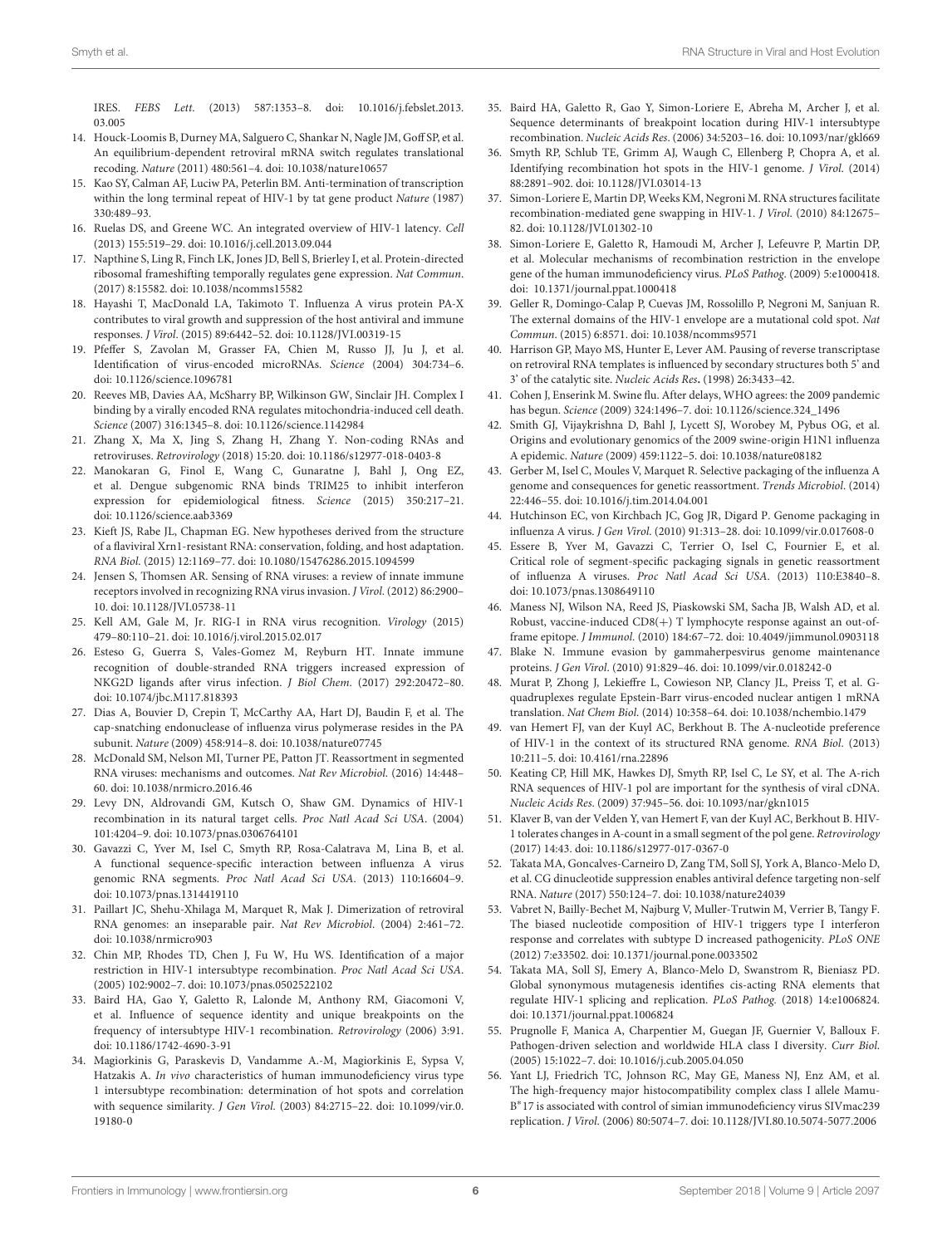IRES. *FEBS Lett.* (2013) 587:1353–8. doi: 10.1016/j.febslet.2013.03.005

14. Houck-Loomis B, Durney MA, Salguero C, Shankar N, Nagle JM, Goff SP, et al. An equilibrium-dependent retroviral mRNA switch regulates translational recoding. *Nature* (2011) 480:561–4. doi: 10.1038/nature10657
15. Kao SY, Calman AF, Luciw PA, Peterlin BM. Anti-termination of transcription within the long terminal repeat of HIV-1 by tat gene product *Nature* (1987) 330:489–93.
16. Ruelas DS, and Greene WC. An integrated overview of HIV-1 latency. *Cell* (2013) 155:519–29. doi: 10.1016/j.cell.2013.09.044
17. Napthine S, Ling R, Finch LK, Jones JD, Bell S, Brierley I, et al. Protein-directed ribosomal frameshifting temporally regulates gene expression. *Nat Commun.* (2017) 8:15582. doi: 10.1038/ncomms15582
18. Hayashi T, MacDonald LA, Takimoto T. Influenza A virus protein PA-X contributes to viral growth and suppression of the host antiviral and immune responses. *J Virol.* (2015) 89:6442–52. doi: 10.1128/JVI.00319-15
19. Pfeffer S, Zavolan M, Grasser FA, Chien M, Russo JJ, Ju J, et al. Identification of virus-encoded microRNAs. *Science* (2004) 304:734–6. doi: 10.1126/science.1096781
20. Reeves MB, Davies AA, McSharry BP, Wilkinson GW, Sinclair JH. Complex I binding by a virally encoded RNA regulates mitochondria-induced cell death. *Science* (2007) 316:1345–8. doi: 10.1126/science.1142984
21. Zhang X, Ma X, Jing S, Zhang H, Zhang Y. Non-coding RNAs and retroviruses. *Retrovirology* (2018) 15:20. doi: 10.1186/s12977-018-0403-8
22. Manokaran G, Finol E, Wang C, Gunaratne J, Bahl J, Ong EZ, et al. Dengue subgenomic RNA binds TRIM25 to inhibit interferon expression for epidemiological fitness. *Science* (2015) 350:217–21. doi: 10.1126/science.aab3369
23. Kieft JS, Rabe JL, Chapman EG. New hypotheses derived from the structure of a flaviviral Xrn1-resistant RNA: conservation, folding, and host adaptation. *RNA Biol.* (2015) 12:1169–77. doi: 10.1080/15476286.2015.1094599
24. Jensen S, Thomsen AR. Sensing of RNA viruses: a review of innate immune receptors involved in recognizing RNA virus invasion. *J Virol.* (2012) 86:2900–10. doi: 10.1128/JVI.05738-11
25. Kell AM, Gale M, Jr. RIG-I in RNA virus recognition. *Virology* (2015) 479–80:110–21. doi: 10.1016/j.virol.2015.02.017
26. Esteso G, Guerra S, Vales-Gomez M, Reyburn HT. Innate immune recognition of double-stranded RNA triggers increased expression of NKG2D ligands after virus infection. *J Biol Chem.* (2017) 292:20472–80. doi: 10.1074/jbc.M117.818393
27. Dias A, Bouvier D, Crepin T, McCarthy AA, Hart DJ, Baudin F, et al. The cap-snatching endonuclease of influenza virus polymerase resides in the PA subunit. *Nature* (2009) 458:914–8. doi: 10.1038/nature07745
28. McDonald SM, Nelson MI, Turner PE, Patton JT. Reassortment in segmented RNA viruses: mechanisms and outcomes. *Nat Rev Microbiol.* (2016) 14:448–60. doi: 10.1038/nrmicro.2016.46
29. Levy DN, Aldrovandi GM, Kutsch O, Shaw GM. Dynamics of HIV-1 recombination in its natural target cells. *Proc Natl Acad Sci USA.* (2004) 101:4204–9. doi: 10.1073/pnas.0306764101
30. Gavazzi C, Yver M, Isel C, Smyth RP, Rosa-Calatrava M, Lina B, et al. A functional sequence-specific interaction between influenza A virus genomic RNA segments. *Proc Natl Acad Sci USA.* (2013) 110:16604–9. doi: 10.1073/pnas.1314419110
31. Paillart JC, Shehu-Xhilaga M, Marquet R, Mak J. Dimerization of retroviral RNA genomes: an inseparable pair. *Nat Rev Microbiol.* (2004) 2:461–72. doi: 10.1038/nrmicro903
32. Chin MP, Rhodes TD, Chen J, Fu W, Hu WS. Identification of a major restriction in HIV-1 intersubtype recombination. *Proc Natl Acad Sci USA.* (2005) 102:9002–7. doi: 10.1073/pnas.0502522102
33. Baird HA, Gao Y, Galetto R, Lalonde M, Anthony RM, Giacomoni V, et al. Influence of sequence identity and unique breakpoints on the frequency of intersubtype HIV-1 recombination. *Retrovirology* (2006) 3:91. doi: 10.1186/1742-4690-3-91
34. Magiorkinis G, Paraskevis D, Vandamme A.-M, Magiorkinis E, Sypsa V, Hatzakis A. *In vivo* characteristics of human immunodeficiency virus type 1 intersubtype recombination: determination of hot spots and correlation with sequence similarity. *J Gen Virol.* (2003) 84:2715–22. doi: 10.1099/vir.0.19180-0
35. Baird HA, Galetto R, Gao Y, Simon-Loriere E, Abreha M, Archer J, et al. Sequence determinants of breakpoint location during HIV-1 intersubtype recombination. *Nucleic Acids Res.* (2006) 34:5203–16. doi: 10.1093/nar/gkl669
36. Smyth RP, Schlub TE, Grimm AJ, Waugh C, Ellenberg P, Chopra A, et al. Identifying recombination hot spots in the HIV-1 genome. *J Virol.* (2014) 88:2891–902. doi: 10.1128/JVI.03014-13
37. Simon-Loriere E, Martin DP, Weeks KM, Negroni M. RNA structures facilitate recombination-mediated gene swapping in HIV-1. *J Virol.* (2010) 84:12675–82. doi: 10.1128/JVI.01302-10
38. Simon-Loriere E, Galetto R, Hamoudi M, Archer J, Lefeuvre P, Martin DP, et al. Molecular mechanisms of recombination restriction in the envelope gene of the human immunodeficiency virus. *PLoS Pathog.* (2009) 5:e1000418. doi: 10.1371/journal.ppat.1000418
39. Geller R, Domingo-Calap P, Cuevas JM, Rossolillo P, Negroni M, Sanjuan R. The external domains of the HIV-1 envelope are a mutational cold spot. *Nat Commun.* (2015) 6:8571. doi: 10.1038/ncomms9571
40. Harrison GP, Mayo MS, Hunter E, Lever AM. Pausing of reverse transcriptase on retroviral RNA templates is influenced by secondary structures both 5' and 3' of the catalytic site. *Nucleic Acids Res.* (1998) 26:3433–42.
41. Cohen J, Enserink M. Swine flu. After delays, WHO agrees: the 2009 pandemic has begun. *Science* (2009) 324:1496–7. doi: 10.1126/science.324_1496
42. Smith GJ, Vijaykrishna D, Bahl J, Lycett SJ, Worobey M, Pybus OG, et al. Origins and evolutionary genomics of the 2009 swine-origin H1N1 influenza A epidemic. *Nature* (2009) 459:1122–5. doi: 10.1038/nature08182
43. Gerber M, Isel C, Moules V, Marquet R. Selective packaging of the influenza A genome and consequences for genetic reassortment. *Trends Microbiol.* (2014) 22:446–55. doi: 10.1016/j.tim.2014.04.001
44. Hutchinson EC, von Kirchbach JC, Gog JR, Digard P. Genome packaging in influenza A virus. *J Gen Virol.* (2010) 91:313–28. doi: 10.1099/vir.0.017608-0
45. Essere B, Yver M, Gavazzi C, Terrier O, Isel C, Fournier E, et al. Critical role of segment-specific packaging signals in genetic reassortment of influenza A viruses. *Proc Natl Acad Sci USA.* (2013) 110:E3840–8. doi: 10.1073/pnas.1308649110
46. Maness NJ, Wilson NA, Reed JS, Piaskowski SM, Sacha JB, Walsh AD, et al. Robust, vaccine-induced CD8(+) T lymphocyte response against an out-of-frame epitope. *J Immunol.* (2010) 184:67–72. doi: 10.4049/jimmunol.0903118
47. Blake N. Immune evasion by gammaherpesvirus genome maintenance proteins. *J Gen Virol.* (2010) 91:829–46. doi: 10.1099/vir.0.018242-0
48. Murat P, Zhong J, Lekieffre L, Cowieson NP, Clancy JL, Preiss T, et al. G-quadruplexes regulate Epstein-Barr virus-encoded nuclear antigen 1 mRNA translation. *Nat Chem Biol.* (2014) 10:358–64. doi: 10.1038/nchembio.1479
49. van Hemert FJ, van der Kuyl AC, Berkhout B. The A-nucleotide preference of HIV-1 in the context of its structured RNA genome. *RNA Biol.* (2013) 10:211–5. doi: 10.4161/rna.22896
50. Keating CP, Hill MK, Hawkes DJ, Smyth RP, Isel C, Le SY, et al. The A-rich RNA sequences of HIV-1 pol are important for the synthesis of viral cDNA. *Nucleic Acids Res.* (2009) 37:945–56. doi: 10.1093/nar/gkn1015
51. Klaver B, van der Velden Y, van Hemert F, van der Kuyl AC, Berkhout B. HIV-1 tolerates changes in A-count in a small segment of the pol gene. *Retrovirology* (2017) 14:43. doi: 10.1186/s12977-017-0367-0
52. Takata MA, Goncalves-Carneiro D, Zang TM, Soll SJ, York A, Blanco-Melo D, et al. CG dinucleotide suppression enables antiviral defence targeting non-self RNA. *Nature* (2017) 550:124–7. doi: 10.1038/nature24039
53. Vabret N, Bailly-Bechet M, Najburg V, Muller-Trutwin M, Verrier B, Tangy F. The biased nucleotide composition of HIV-1 triggers type I interferon response and correlates with subtype D increased pathogenicity. *PLoS ONE* (2012) 7:e33502. doi: 10.1371/journal.pone.0033502
54. Takata MA, Soll SJ, Emery A, Blanco-Melo D, Swanstrom R, Bieniasz PD. Global synonymous mutagenesis identifies cis-acting RNA elements that regulate HIV-1 splicing and replication. *PLoS Pathog.* (2018) 14:e1006824. doi: 10.1371/journal.ppat.1006824
55. Prugnolle F, Manica A, Charpentier M, Guegan JF, Guernier V, Balloux F. Pathogen-driven selection and worldwide HLA class I diversity. *Curr Biol.* (2005) 15:1022–7. doi: 10.1016/j.cub.2005.04.050
56. Yant LJ, Friedrich TC, Johnson RC, May GE, Maness NJ, Enz AM, et al. The high-frequency major histocompatibility complex class I allele Mamu-B*17 is associated with control of simian immunodeficiency virus SIVmac239 replication. *J Virol.* (2006) 80:5074–7. doi: 10.1128/JVI.80.10.5074-5077.2006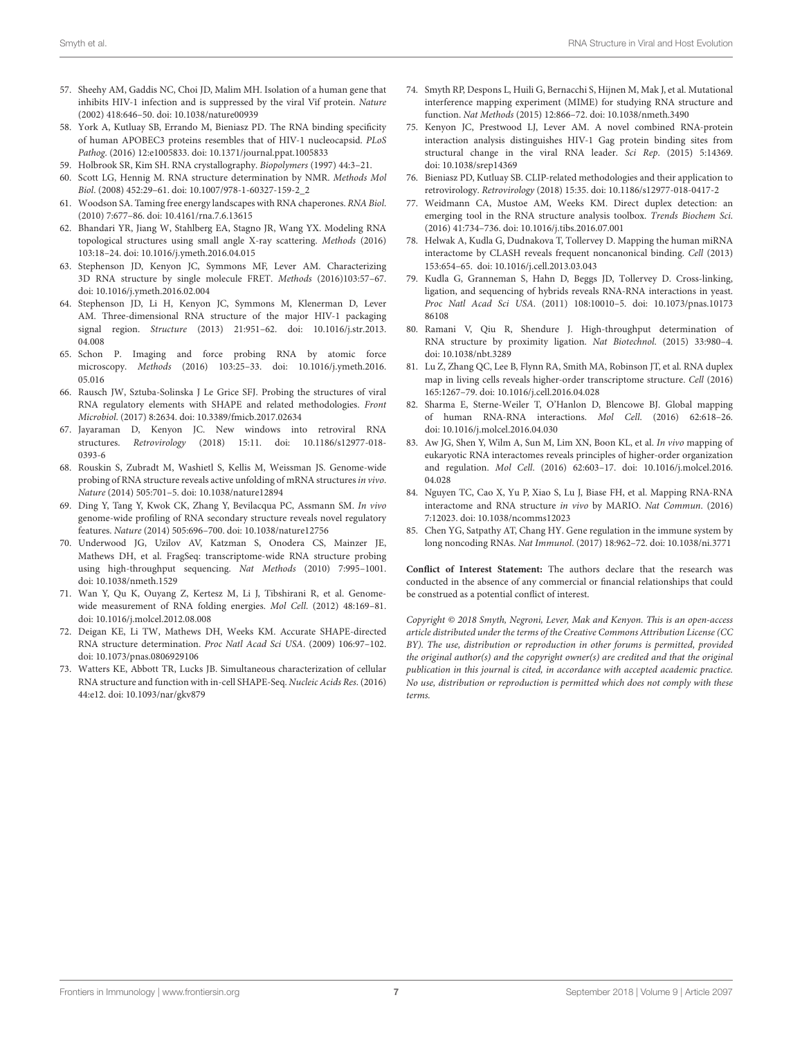57. Sheehy AM, Gaddis NC, Choi JD, Malim MH. Isolation of a human gene that inhibits HIV-1 infection and is suppressed by the viral Vif protein. *Nature* (2002) 418:646–50. doi: 10.1038/nature00939
58. York A, Kutluay SB, Errando M, Bieniasz PD. The RNA binding specificity of human APOBEC3 proteins resembles that of HIV-1 nucleocapsid. *PLoS Pathog*. (2016) 12:e1005833. doi: 10.1371/journal.ppat.1005833
59. Holbrook SR, Kim SH. RNA crystallography. *Biopolymers* (1997) 44:3–21.
60. Scott LG, Hennig M. RNA structure determination by NMR. *Methods Mol Biol*. (2008) 452:29–61. doi: 10.1007/978-1-60327-159-2_2
61. Woodson SA. Taming free energy landscapes with RNA chaperones. *RNA Biol*. (2010) 7:677–86. doi: 10.4161/rna.7.6.13615
62. Bhandari YR, Jiang W, Stahlberg EA, Stagno JR, Wang YX. Modeling RNA topological structures using small angle X-ray scattering. *Methods* (2016) 103:18–24. doi: 10.1016/j.ymeth.2016.04.015
63. Stephenson JD, Kenyon JC, Symmons MF, Lever AM. Characterizing 3D RNA structure by single molecule FRET. *Methods* (2016)103:57–67. doi: 10.1016/j.ymeth.2016.02.004
64. Stephenson JD, Li H, Kenyon JC, Symmons M, Klenerman D, Lever AM. Three-dimensional RNA structure of the major HIV-1 packaging signal region. *Structure* (2013) 21:951–62. doi: 10.1016/j.str.2013.04.008
65. Schon P. Imaging and force probing RNA by atomic force microscopy. *Methods* (2016) 103:25–33. doi: 10.1016/j.ymeth.2016.05.016
66. Rausch JW, Sztuba-Solinska J Le Grice SFJ. Probing the structures of viral RNA regulatory elements with SHAPE and related methodologies. *Front Microbiol*. (2017) 8:2634. doi: 10.3389/fmicb.2017.02634
67. Jayaraman D, Kenyon JC. New windows into retroviral RNA structures. *Retrovirology* (2018) 15:11. doi: 10.1186/s12977-018-0393-6
68. Rouskin S, Zubradt M, Washietl S, Kellis M, Weissman JS. Genome-wide probing of RNA structure reveals active unfolding of mRNA structures *in vivo*. *Nature* (2014) 505:701–5. doi: 10.1038/nature12894
69. Ding Y, Tang Y, Kwok CK, Zhang Y, Bevilacqua PC, Assmann SM. *In vivo* genome-wide profiling of RNA secondary structure reveals novel regulatory features. *Nature* (2014) 505:696–700. doi: 10.1038/nature12756
70. Underwood JG, Uzilov AV, Katzman S, Onodera CS, Mainzer JE, Mathews DH, et al. FragSeq: transcriptome-wide RNA structure probing using high-throughput sequencing. *Nat Methods* (2010) 7:995–1001. doi: 10.1038/nmeth.1529
71. Wan Y, Qu K, Ouyang Z, Kertesz M, Li J, Tibshirani R, et al. Genome-wide measurement of RNA folding energies. *Mol Cell*. (2012) 48:169–81. doi: 10.1016/j.molcel.2012.08.008
72. Deigan KE, Li TW, Mathews DH, Weeks KM. Accurate SHAPE-directed RNA structure determination. *Proc Natl Acad Sci USA*. (2009) 106:97–102. doi: 10.1073/pnas.0806929106
73. Watters KE, Abbott TR, Lucks JB. Simultaneous characterization of cellular RNA structure and function with in-cell SHAPE-Seq. *Nucleic Acids Res*. (2016) 44:e12. doi: 10.1093/nar/gkv879
74. Smyth RP, Despons L, Huili G, Bernacchi S, Hijnen M, Mak J, et al. Mutational interference mapping experiment (MIME) for studying RNA structure and function. *Nat Methods* (2015) 12:866–72. doi: 10.1038/nmeth.3490
75. Kenyon JC, Prestwood LJ, Lever AM. A novel combined RNA-protein interaction analysis distinguishes HIV-1 Gag protein binding sites from structural change in the viral RNA leader. *Sci Rep*. (2015) 5:14369. doi: 10.1038/srep14369
76. Bieniasz PD, Kutluay SB. CLIP-related methodologies and their application to retrovirology. *Retrovirology* (2018) 15:35. doi: 10.1186/s12977-018-0417-2
77. Weidmann CA, Mustoe AM, Weeks KM. Direct duplex detection: an emerging tool in the RNA structure analysis toolbox. *Trends Biochem Sci*. (2016) 41:734–736. doi: 10.1016/j.tibs.2016.07.001
78. Helwak A, Kudla G, Dudnakova T, Tollervey D. Mapping the human miRNA interactome by CLASH reveals frequent noncanonical binding. *Cell* (2013) 153:654–65. doi: 10.1016/j.cell.2013.03.043
79. Kudla G, Granneman S, Hahn D, Beggs JD, Tollervey D. Cross-linking, ligation, and sequencing of hybrids reveals RNA-RNA interactions in yeast. *Proc Natl Acad Sci USA*. (2011) 108:10010–5. doi: 10.1073/pnas.1017386108
80. Ramani V, Qiu R, Shendure J. High-throughput determination of RNA structure by proximity ligation. *Nat Biotechnol*. (2015) 33:980–4. doi: 10.1038/nbt.3289
81. Lu Z, Zhang QC, Lee B, Flynn RA, Smith MA, Robinson JT, et al. RNA duplex map in living cells reveals higher-order transcriptome structure. *Cell* (2016) 165:1267–79. doi: 10.1016/j.cell.2016.04.028
82. Sharma E, Sterne-Weiler T, O'Hanlon D, Blencowe BJ. Global mapping of human RNA-RNA interactions. *Mol Cell*. (2016) 62:618–26. doi: 10.1016/j.molcel.2016.04.030
83. Aw JG, Shen Y, Wilm A, Sun M, Lim XN, Boon KL, et al. *In vivo* mapping of eukaryotic RNA interactomes reveals principles of higher-order organization and regulation. *Mol Cell*. (2016) 62:603–17. doi: 10.1016/j.molcel.2016.04.028
84. Nguyen TC, Cao X, Yu P, Xiao S, Lu J, Biase FH, et al. Mapping RNA-RNA interactome and RNA structure *in vivo* by MARIO. *Nat Commun*. (2016) 7:12023. doi: 10.1038/ncomms12023
85. Chen YG, Satpathy AT, Chang HY. Gene regulation in the immune system by long noncoding RNAs. *Nat Immunol*. (2017) 18:962–72. doi: 10.1038/ni.3771

**Conflict of Interest Statement:** The authors declare that the research was conducted in the absence of any commercial or financial relationships that could be construed as a potential conflict of interest.

*Copyright © 2018 Smyth, Negroni, Lever, Mak and Kenyon. This is an open-access article distributed under the terms of the Creative Commons Attribution License (CC BY). The use, distribution or reproduction in other forums is permitted, provided the original author(s) and the copyright owner(s) are credited and that the original publication in this journal is cited, in accordance with accepted academic practice. No use, distribution or reproduction is permitted which does not comply with these terms.*